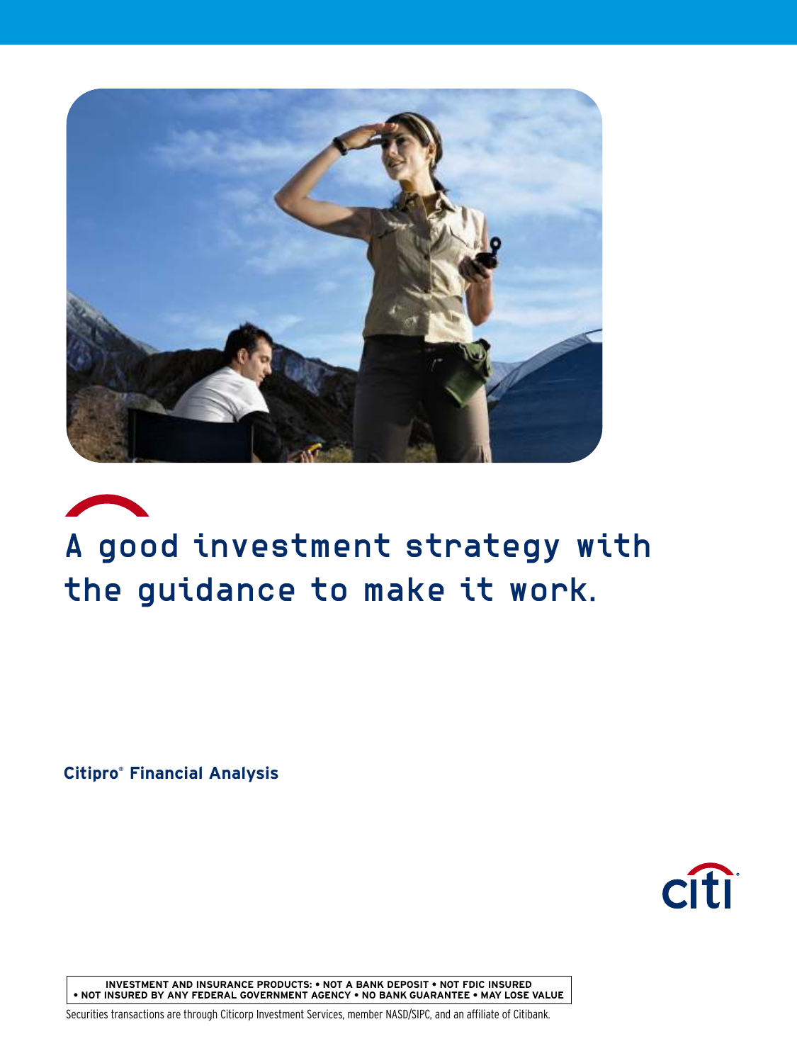# A good investment strategy with the guidance to make it work.

**Citipro® Financial Analysis**

citi®

**INVESTMENT AND INSURANCE PRODUCTS: • NOT A BANK DEPOSIT • NOT FDIC INSURED • NOT INSURED BY ANY FEDERAL GOVERNMENT AGENCY • NO BANK GUARANTEE • MAY LOSE VALUE**

Securities transactions are through Citicorp Investment Services, member NASD/SIPC, and an affiliate of Citibank.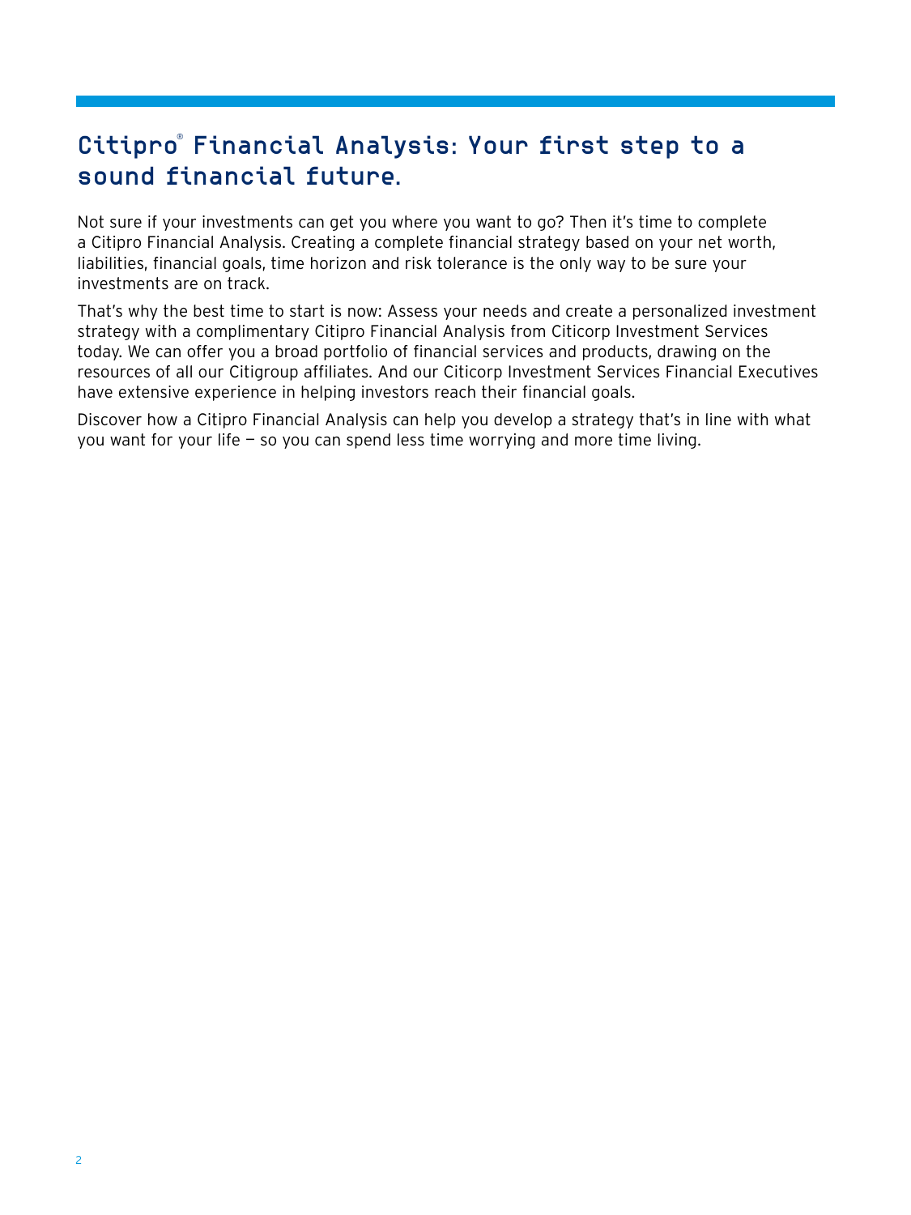# Citipro® Financial Analysis: Your first step to a sound financial future.

Not sure if your investments can get you where you want to go? Then it's time to complete a Citipro Financial Analysis. Creating a complete financial strategy based on your net worth, liabilities, financial goals, time horizon and risk tolerance is the only way to be sure your investments are on track.

That's why the best time to start is now: Assess your needs and create a personalized investment strategy with a complimentary Citipro Financial Analysis from Citicorp Investment Services today. We can offer you a broad portfolio of financial services and products, drawing on the resources of all our Citigroup affiliates. And our Citicorp Investment Services Financial Executives have extensive experience in helping investors reach their financial goals.

Discover how a Citipro Financial Analysis can help you develop a strategy that's in line with what you want for your life — so you can spend less time worrying and more time living.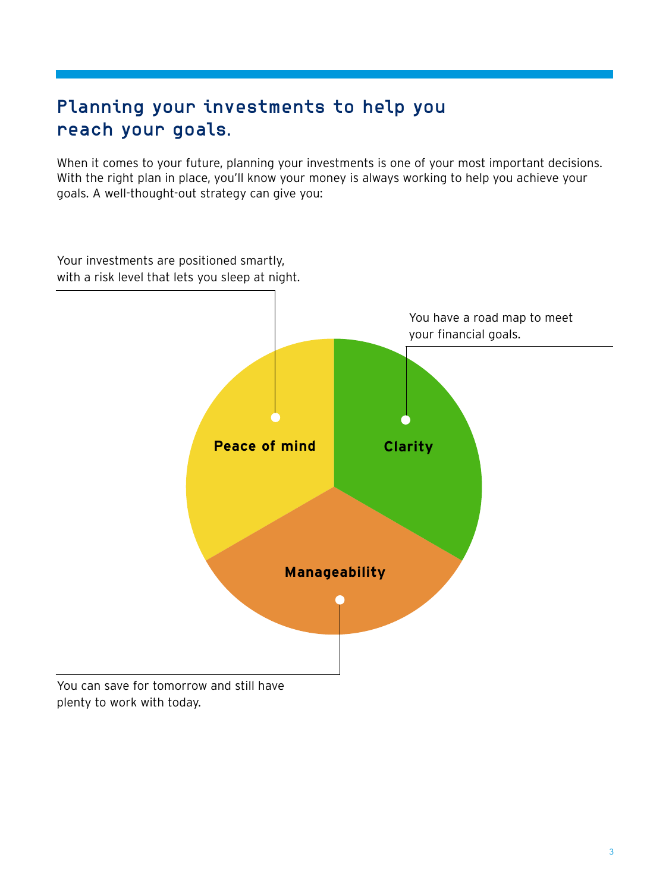## Planning your investments to help you reach your goals.

When it comes to your future, planning your investments is one of your most important decisions. With the right plan in place, you'll know your money is always working to help you achieve your goals. A well-thought-out strategy can give you:

**Peace of mind**

Your investments are positioned smartly, with a risk level that lets you sleep at night.

**Clarity**

You have a road map to meet your financial goals.

**Manageability**

You can save for tomorrow and still have plenty to work with today.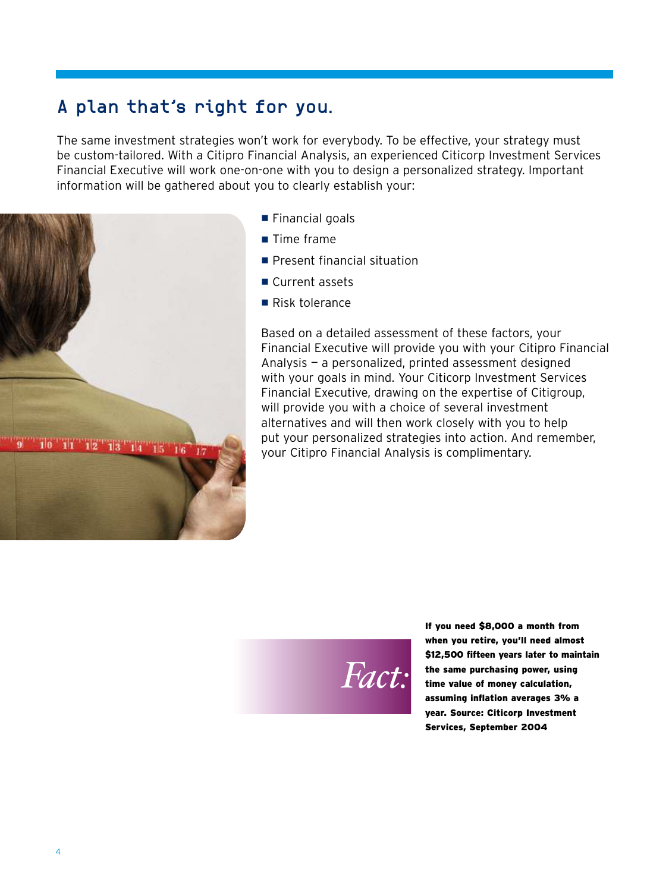## A plan that's right for you.

The same investment strategies won't work for everybody. To be effective, your strategy must be custom-tailored. With a Citipro Financial Analysis, an experienced Citicorp Investment Services Financial Executive will work one-on-one with you to design a personalized strategy. Important information will be gathered about you to clearly establish your:

- Financial goals
- Time frame
- Present financial situation
- Current assets
- Risk tolerance

Based on a detailed assessment of these factors, your Financial Executive will provide you with your Citipro Financial Analysis — a personalized, printed assessment designed with your goals in mind. Your Citicorp Investment Services Financial Executive, drawing on the expertise of Citigroup, will provide you with a choice of several investment alternatives and will then work closely with you to help put your personalized strategies into action. And remember, your Citipro Financial Analysis is complimentary.

*Fact:*

**If you need $8,000 a month from when you retire, you'll need almost $12,500 fifteen years later to maintain the same purchasing power, using time value of money calculation, assuming inflation averages 3% a year. Source: Citicorp Investment Services, September 2004**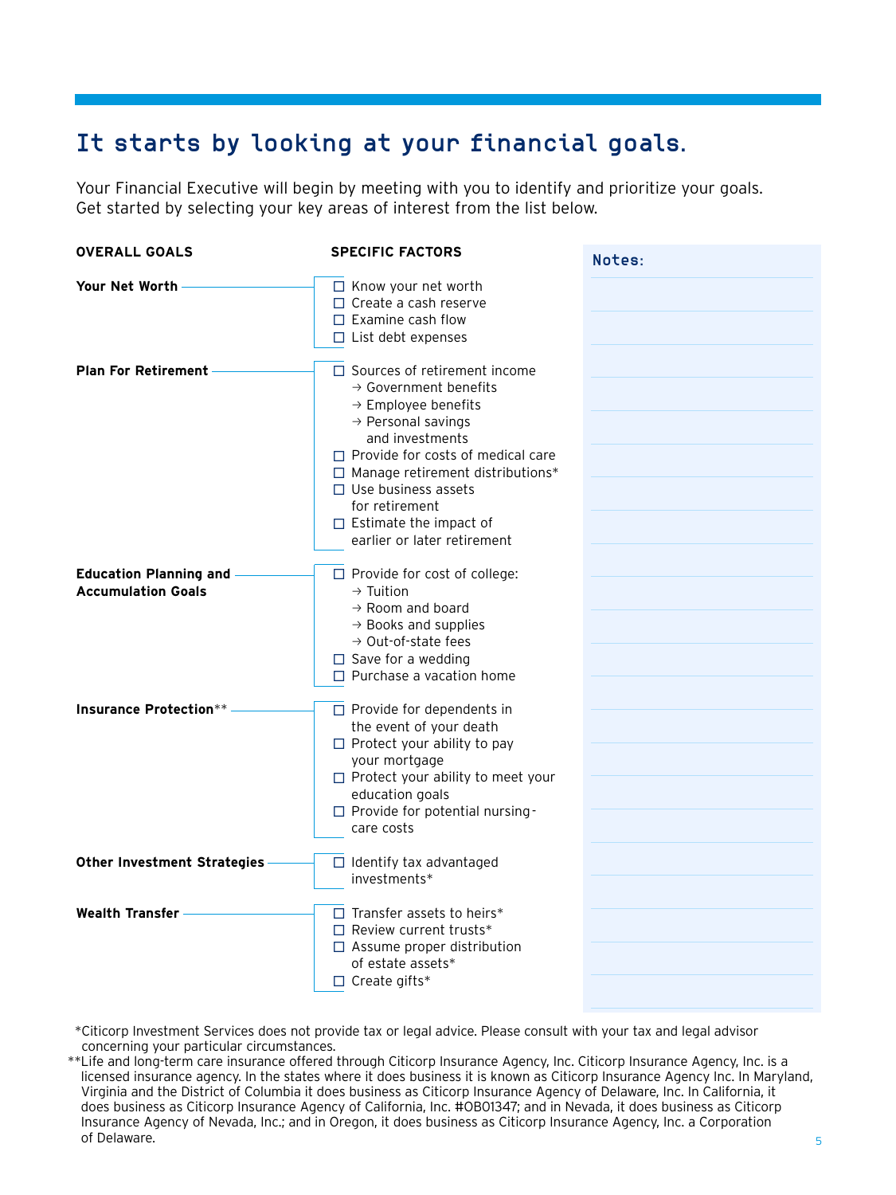# It starts by looking at your financial goals.

Your Financial Executive will begin by meeting with you to identify and prioritize your goals. Get started by selecting your key areas of interest from the list below.

| OVERALL GOALS | SPECIFIC FACTORS |
|---|---|
| **Your Net Worth** | ☐ Know your net worth<br>☐ Create a cash reserve<br>☐ Examine cash flow<br>☐ List debt expenses |
| **Plan For Retirement** | ☐ Sources of retirement income<br>→ Government benefits<br>→ Employee benefits<br>→ Personal savings and investments<br>☐ Provide for costs of medical care<br>☐ Manage retirement distributions*<br>☐ Use business assets for retirement<br>☐ Estimate the impact of earlier or later retirement |
| **Education Planning and Accumulation Goals** | ☐ Provide for cost of college:<br>→ Tuition<br>→ Room and board<br>→ Books and supplies<br>→ Out-of-state fees<br>☐ Save for a wedding<br>☐ Purchase a vacation home |
| **Insurance Protection**** | ☐ Provide for dependents in the event of your death<br>☐ Protect your ability to pay your mortgage<br>☐ Protect your ability to meet your education goals<br>☐ Provide for potential nursing-care costs |
| **Other Investment Strategies** | ☐ Identify tax advantaged investments* |
| **Wealth Transfer** | ☐ Transfer assets to heirs*<br>☐ Review current trusts*<br>☐ Assume proper distribution of estate assets*<br>☐ Create gifts* |

**Notes:**

*Citicorp Investment Services does not provide tax or legal advice. Please consult with your tax and legal advisor concerning your particular circumstances.

**Life and long-term care insurance offered through Citicorp Insurance Agency, Inc. Citicorp Insurance Agency, Inc. is a licensed insurance agency. In the states where it does business it is known as Citicorp Insurance Agency Inc. In Maryland, Virginia and the District of Columbia it does business as Citicorp Insurance Agency of Delaware, Inc. In California, it does business as Citicorp Insurance Agency of California, Inc. #OB01347; and in Nevada, it does business as Citicorp Insurance Agency of Nevada, Inc.; and in Oregon, it does business as Citicorp Insurance Agency, Inc. a Corporation of Delaware.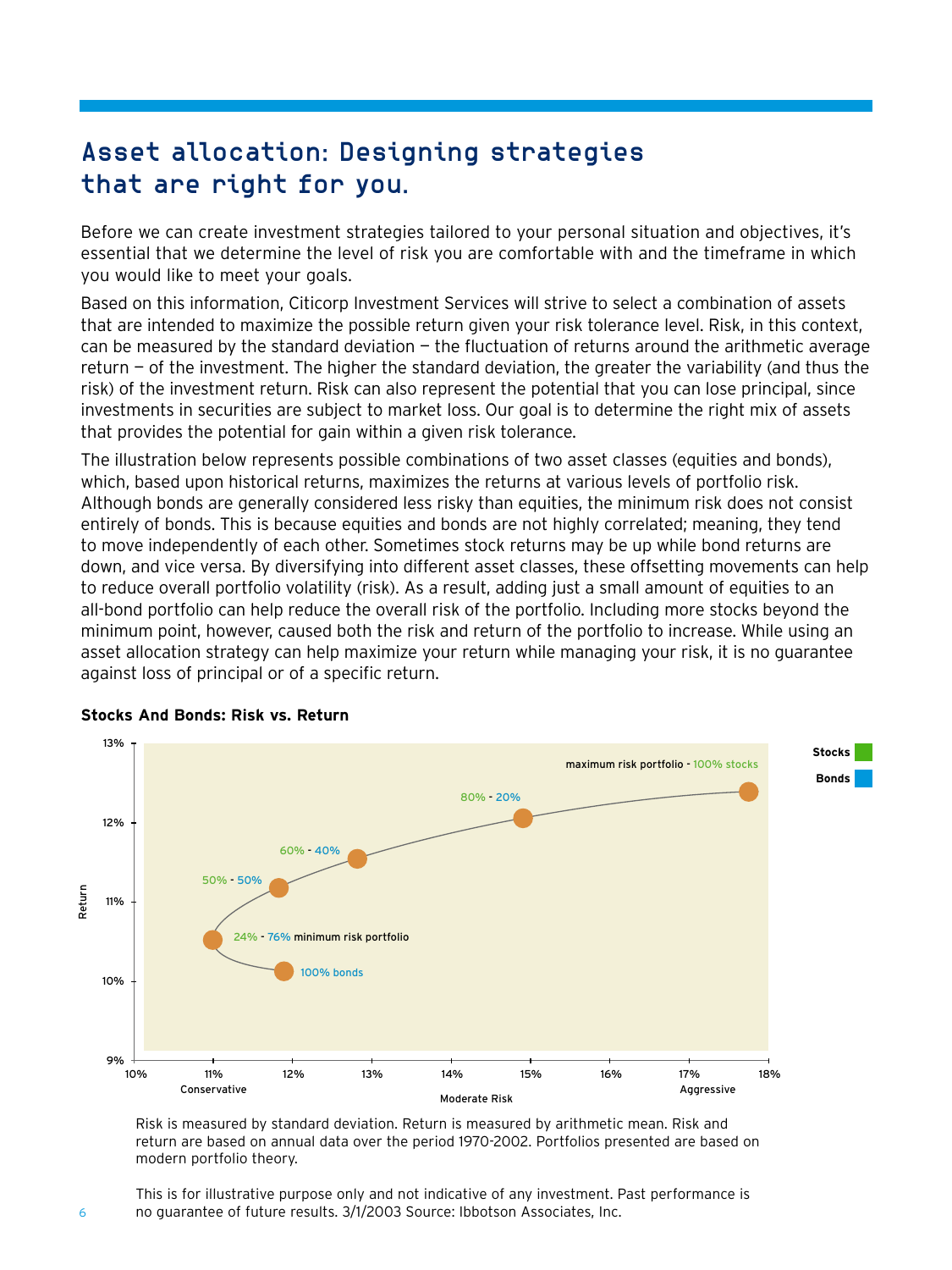# Asset allocation: Designing strategies that are right for you.

Before we can create investment strategies tailored to your personal situation and objectives, it's essential that we determine the level of risk you are comfortable with and the timeframe in which you would like to meet your goals.

Based on this information, Citicorp Investment Services will strive to select a combination of assets that are intended to maximize the possible return given your risk tolerance level. Risk, in this context, can be measured by the standard deviation — the fluctuation of returns around the arithmetic average return — of the investment. The higher the standard deviation, the greater the variability (and thus the risk) of the investment return. Risk can also represent the potential that you can lose principal, since investments in securities are subject to market loss. Our goal is to determine the right mix of assets that provides the potential for gain within a given risk tolerance.

The illustration below represents possible combinations of two asset classes (equities and bonds), which, based upon historical returns, maximizes the returns at various levels of portfolio risk. Although bonds are generally considered less risky than equities, the minimum risk does not consist entirely of bonds. This is because equities and bonds are not highly correlated; meaning, they tend to move independently of each other. Sometimes stock returns may be up while bond returns are down, and vice versa. By diversifying into different asset classes, these offsetting movements can help to reduce overall portfolio volatility (risk). As a result, adding just a small amount of equities to an all-bond portfolio can help reduce the overall risk of the portfolio. Including more stocks beyond the minimum point, however, caused both the risk and return of the portfolio to increase. While using an asset allocation strategy can help maximize your return while managing your risk, it is no guarantee against loss of principal or of a specific return.

**Stocks And Bonds: Risk vs. Return**

Stocks / Bonds

maximum risk portfolio - 100% stocks

80% - 20%

60% - 40%

50% - 50%

24% - 76% minimum risk portfolio

100% bonds

Return: 9%, 10%, 11%, 12%, 13%

Risk: 10%, 11%, 12%, 13%, 14%, 15%, 16%, 17%, 18%

Conservative — Moderate Risk — Aggressive

Risk is measured by standard deviation. Return is measured by arithmetic mean. Risk and return are based on annual data over the period 1970-2002. Portfolios presented are based on modern portfolio theory.

This is for illustrative purpose only and not indicative of any investment. Past performance is no guarantee of future results. 3/1/2003 Source: Ibbotson Associates, Inc.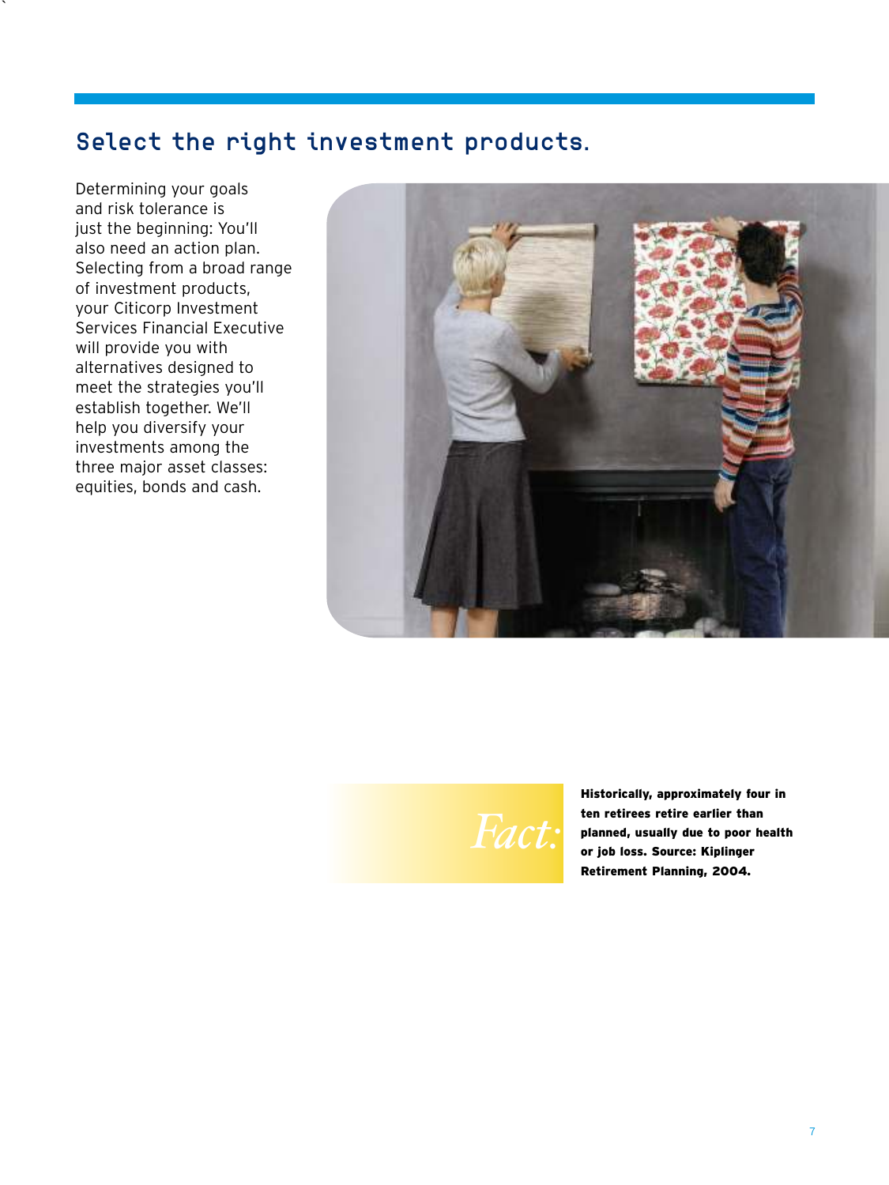## Select the right investment products.

Determining your goals and risk tolerance is just the beginning: You'll also need an action plan. Selecting from a broad range of investment products, your Citicorp Investment Services Financial Executive will provide you with alternatives designed to meet the strategies you'll establish together. We'll help you diversify your investments among the three major asset classes: equities, bonds and cash.

*Fact:*

**Historically, approximately four in ten retirees retire earlier than planned, usually due to poor health or job loss. Source: Kiplinger Retirement Planning, 2004.**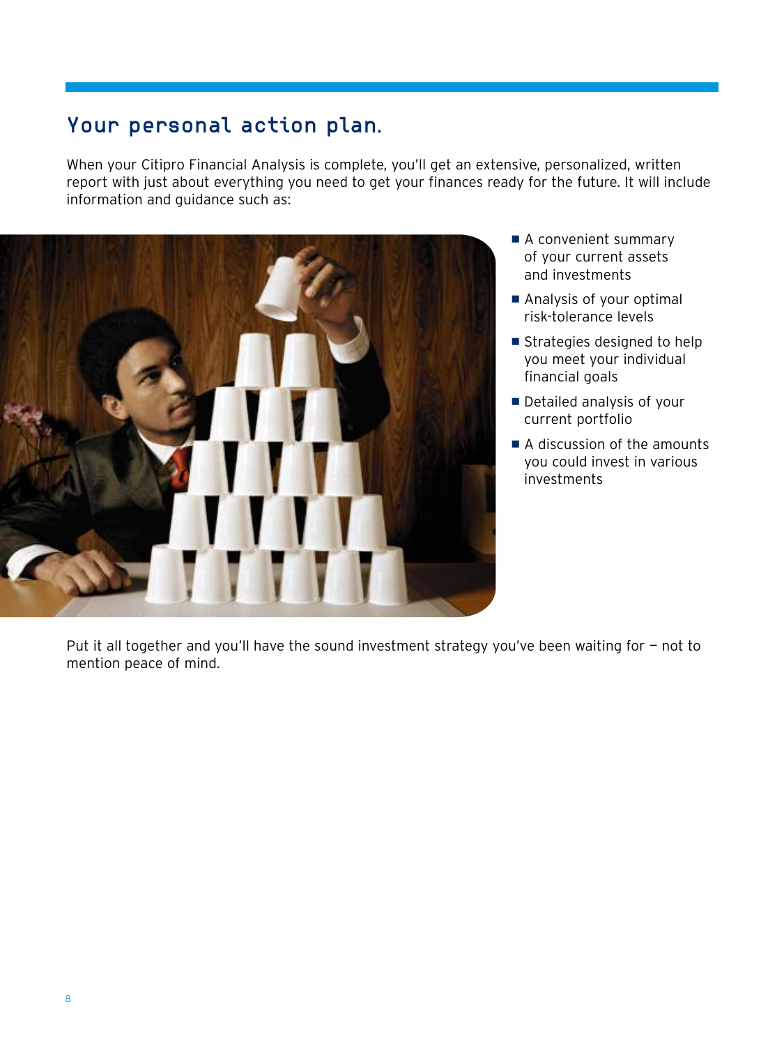## Your personal action plan.

When your Citipro Financial Analysis is complete, you'll get an extensive, personalized, written report with just about everything you need to get your finances ready for the future. It will include information and guidance such as:

- A convenient summary of your current assets and investments
- Analysis of your optimal risk-tolerance levels
- Strategies designed to help you meet your individual financial goals
- Detailed analysis of your current portfolio
- A discussion of the amounts you could invest in various investments

Put it all together and you'll have the sound investment strategy you've been waiting for — not to mention peace of mind.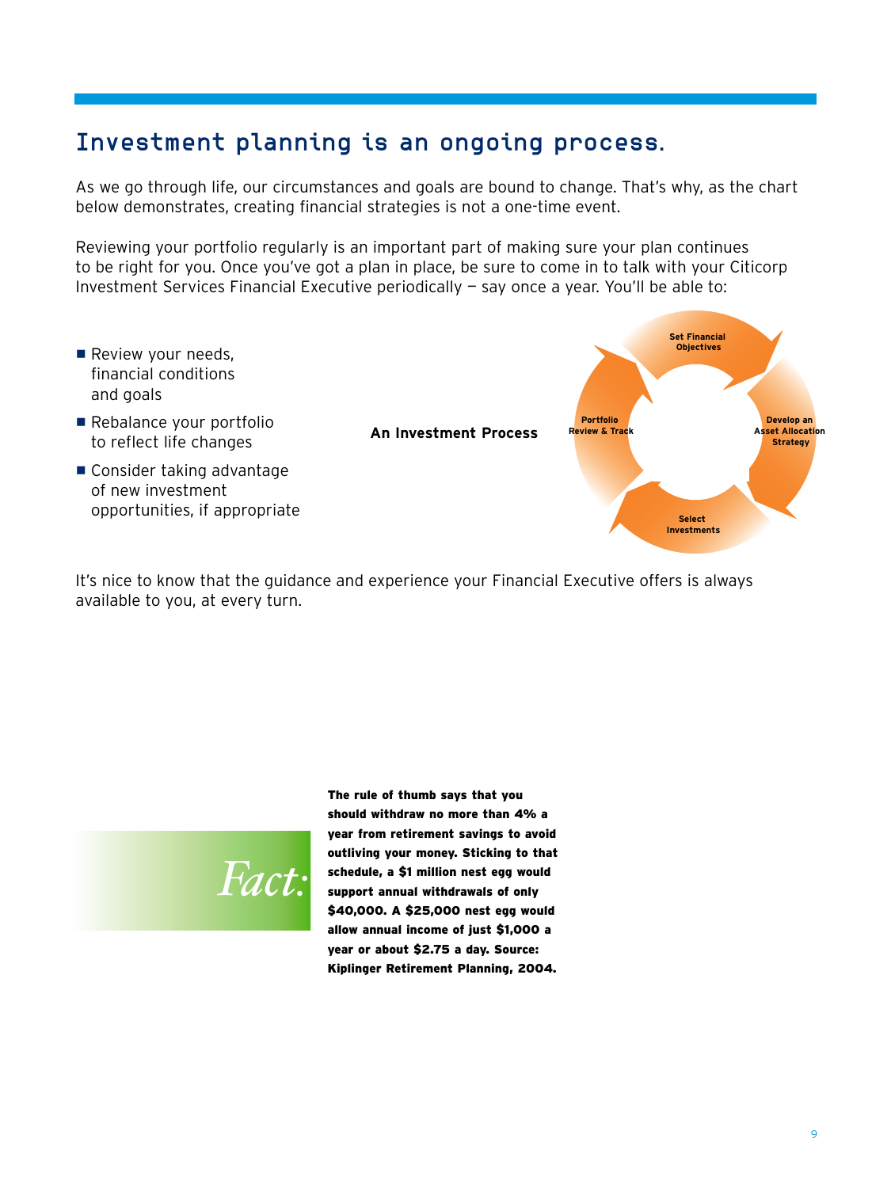## Investment planning is an ongoing process.

As we go through life, our circumstances and goals are bound to change. That's why, as the chart below demonstrates, creating financial strategies is not a one-time event.

Reviewing your portfolio regularly is an important part of making sure your plan continues to be right for you. Once you've got a plan in place, be sure to come in to talk with your Citicorp Investment Services Financial Executive periodically — say once a year. You'll be able to:

- Review your needs, financial conditions and goals
- Rebalance your portfolio to reflect life changes
- Consider taking advantage of new investment opportunities, if appropriate

**An Investment Process**

Set Financial Objectives → Develop an Asset Allocation Strategy → Select Investments → Portfolio Review & Track

It's nice to know that the guidance and experience your Financial Executive offers is always available to you, at every turn.

*Fact:*

**The rule of thumb says that you should withdraw no more than 4% a year from retirement savings to avoid outliving your money. Sticking to that schedule, a $1 million nest egg would support annual withdrawals of only $40,000. A $25,000 nest egg would allow annual income of just $1,000 a year or about $2.75 a day. Source: Kiplinger Retirement Planning, 2004.**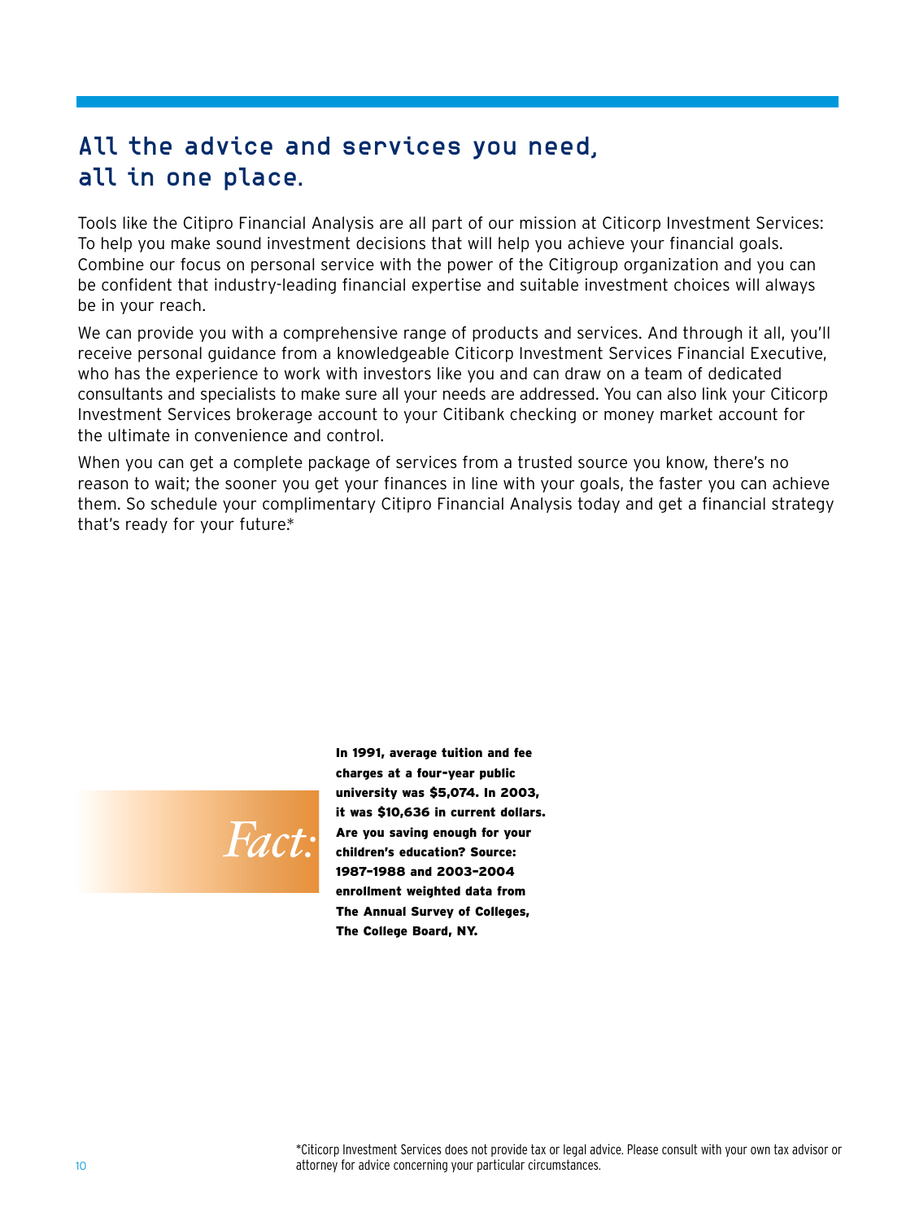# All the advice and services you need, all in one place.

Tools like the Citipro Financial Analysis are all part of our mission at Citicorp Investment Services: To help you make sound investment decisions that will help you achieve your financial goals. Combine our focus on personal service with the power of the Citigroup organization and you can be confident that industry-leading financial expertise and suitable investment choices will always be in your reach.

We can provide you with a comprehensive range of products and services. And through it all, you'll receive personal guidance from a knowledgeable Citicorp Investment Services Financial Executive, who has the experience to work with investors like you and can draw on a team of dedicated consultants and specialists to make sure all your needs are addressed. You can also link your Citicorp Investment Services brokerage account to your Citibank checking or money market account for the ultimate in convenience and control.

When you can get a complete package of services from a trusted source you know, there's no reason to wait; the sooner you get your finances in line with your goals, the faster you can achieve them. So schedule your complimentary Citipro Financial Analysis today and get a financial strategy that's ready for your future.*

*Fact:*

**In 1991, average tuition and fee charges at a four-year public university was $5,074. In 2003, it was $10,636 in current dollars. Are you saving enough for your children's education? Source: 1987–1988 and 2003–2004 enrollment weighted data from The Annual Survey of Colleges, The College Board, NY.**

*Citicorp Investment Services does not provide tax or legal advice. Please consult with your own tax advisor or attorney for advice concerning your particular circumstances.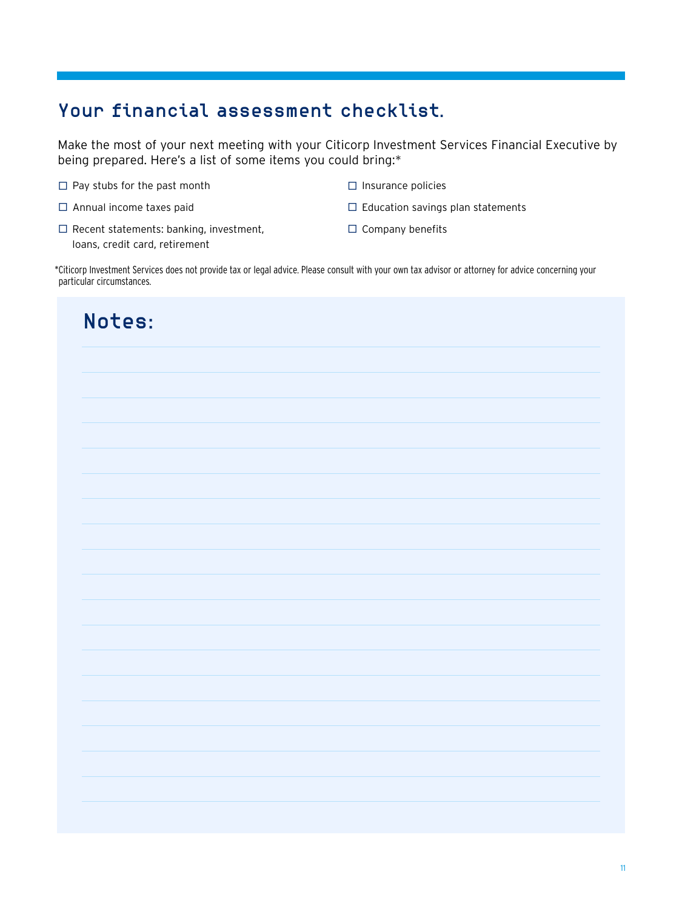## Your financial assessment checklist.

Make the most of your next meeting with your Citicorp Investment Services Financial Executive by being prepared. Here's a list of some items you could bring:*

- ☐ Pay stubs for the past month
- ☐ Annual income taxes paid
- ☐ Recent statements: banking, investment, loans, credit card, retirement
- ☐ Insurance policies
- ☐ Education savings plan statements
- ☐ Company benefits

*Citicorp Investment Services does not provide tax or legal advice. Please consult with your own tax advisor or attorney for advice concerning your particular circumstances.

## Notes: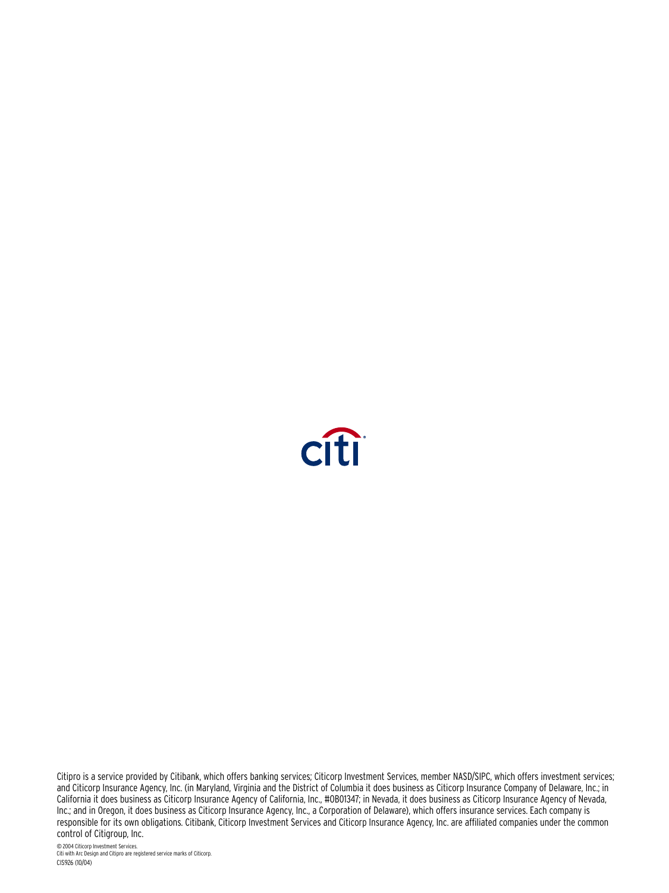citi

Citipro is a service provided by Citibank, which offers banking services; Citicorp Investment Services, member NASD/SIPC, which offers investment services; and Citicorp Insurance Agency, Inc. (in Maryland, Virginia and the District of Columbia it does business as Citicorp Insurance Company of Delaware, Inc.; in California it does business as Citicorp Insurance Agency of California, Inc., #0B01347; in Nevada, it does business as Citicorp Insurance Agency of Nevada, Inc.; and in Oregon, it does business as Citicorp Insurance Agency, Inc., a Corporation of Delaware), which offers insurance services. Each company is responsible for its own obligations. Citibank, Citicorp Investment Services and Citicorp Insurance Agency, Inc. are affiliated companies under the common control of Citigroup, Inc.

© 2004 Citicorp Investment Services.
Citi with Arc Design and Citipro are registered service marks of Citicorp.
CIS926 (10/04)